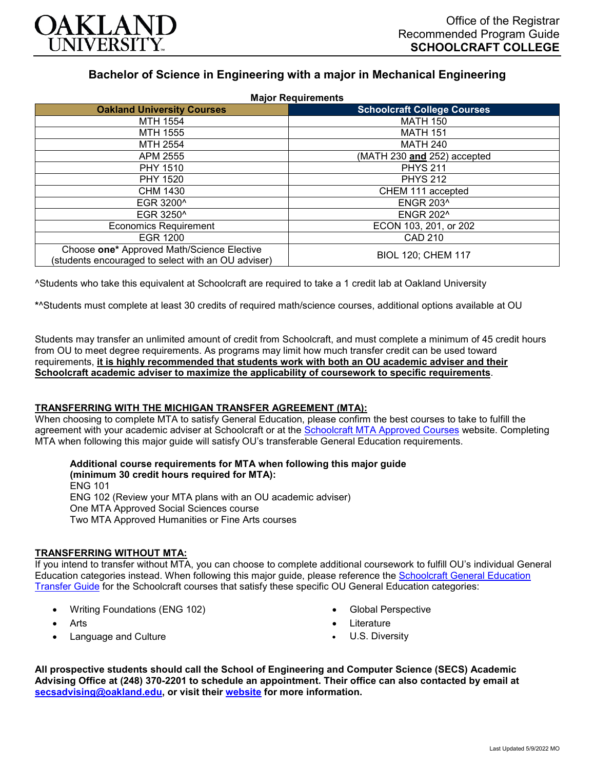# Bachelor of Science in Engineering with a major in Mechanical Engineering

Office of the Registrar
Recommended Program Guide
**SCHOOLCRAFT COLLEGE**

**Major Requirements**

| Oakland University Courses | Schoolcraft College Courses |
|---|---|
| MTH 1554 | MATH 150 |
| MTH 1555 | MATH 151 |
| MTH 2554 | MATH 240 |
| APM 2555 | (MATH 230 **and** 252) accepted |
| PHY 1510 | PHYS 211 |
| PHY 1520 | PHYS 212 |
| CHM 1430 | CHEM 111 accepted |
| EGR 3200^ | ENGR 203^ |
| EGR 3250^ | ENGR 202^ |
| Economics Requirement | ECON 103, 201, or 202 |
| EGR 1200 | CAD 210 |
| Choose **one*** Approved Math/Science Elective (students encouraged to select with an OU adviser) | BIOL 120; CHEM 117 |

^Students who take this equivalent at Schoolcraft are required to take a 1 credit lab at Oakland University

***^**Students must complete at least 30 credits of required math/science courses, additional options available at OU

Students may transfer an unlimited amount of credit from Schoolcraft, and must complete a minimum of 45 credit hours from OU to meet degree requirements. As programs may limit how much transfer credit can be used toward requirements, **it is highly recommended that students work with both an OU academic adviser and their Schoolcraft academic adviser to maximize the applicability of coursework to specific requirements**.

## TRANSFERRING WITH THE MICHIGAN TRANSFER AGREEMENT (MTA):

When choosing to complete MTA to satisfy General Education, please confirm the best courses to take to fulfill the agreement with your academic adviser at Schoolcraft or at the Schoolcraft MTA Approved Courses website. Completing MTA when following this major guide will satisfy OU's transferable General Education requirements.

**Additional course requirements for MTA when following this major guide (minimum 30 credit hours required for MTA):**
ENG 101
ENG 102 (Review your MTA plans with an OU academic adviser)
One MTA Approved Social Sciences course
Two MTA Approved Humanities or Fine Arts courses

## TRANSFERRING WITHOUT MTA:

If you intend to transfer without MTA, you can choose to complete additional coursework to fulfill OU's individual General Education categories instead. When following this major guide, please reference the Schoolcraft General Education Transfer Guide for the Schoolcraft courses that satisfy these specific OU General Education categories:

- Writing Foundations (ENG 102)
- Arts
- Language and Culture
- Global Perspective
- Literature
- U.S. Diversity

**All prospective students should call the School of Engineering and Computer Science (SECS) Academic Advising Office at (248) 370-2201 to schedule an appointment. Their office can also contacted by email at secsadvising@oakland.edu, or visit their website for more information.**

Last Updated 5/9/2022 MO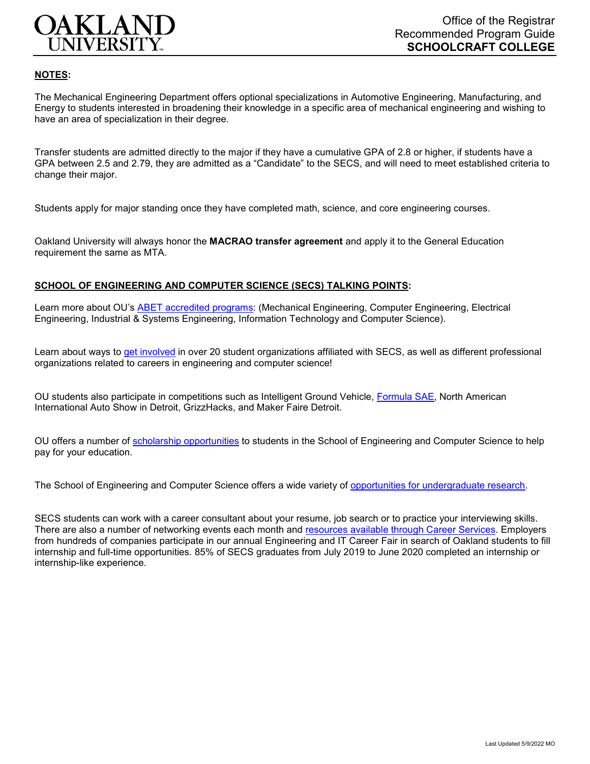**NOTES:**

The Mechanical Engineering Department offers optional specializations in Automotive Engineering, Manufacturing, and Energy to students interested in broadening their knowledge in a specific area of mechanical engineering and wishing to have an area of specialization in their degree.

Transfer students are admitted directly to the major if they have a cumulative GPA of 2.8 or higher, if students have a GPA between 2.5 and 2.79, they are admitted as a "Candidate" to the SECS, and will need to meet established criteria to change their major.

Students apply for major standing once they have completed math, science, and core engineering courses.

Oakland University will always honor the **MACRAO transfer agreement** and apply it to the General Education requirement the same as MTA.

**SCHOOL OF ENGINEERING AND COMPUTER SCIENCE (SECS) TALKING POINTS:**

Learn more about OU's ABET accredited programs: (Mechanical Engineering, Computer Engineering, Electrical Engineering, Industrial & Systems Engineering, Information Technology and Computer Science).

Learn about ways to get involved in over 20 student organizations affiliated with SECS, as well as different professional organizations related to careers in engineering and computer science!

OU students also participate in competitions such as Intelligent Ground Vehicle, Formula SAE, North American International Auto Show in Detroit, GrizzHacks, and Maker Faire Detroit.

OU offers a number of scholarship opportunities to students in the School of Engineering and Computer Science to help pay for your education.

The School of Engineering and Computer Science offers a wide variety of opportunities for undergraduate research.

SECS students can work with a career consultant about your resume, job search or to practice your interviewing skills. There are also a number of networking events each month and resources available through Career Services. Employers from hundreds of companies participate in our annual Engineering and IT Career Fair in search of Oakland students to fill internship and full-time opportunities. 85% of SECS graduates from July 2019 to June 2020 completed an internship or internship-like experience.